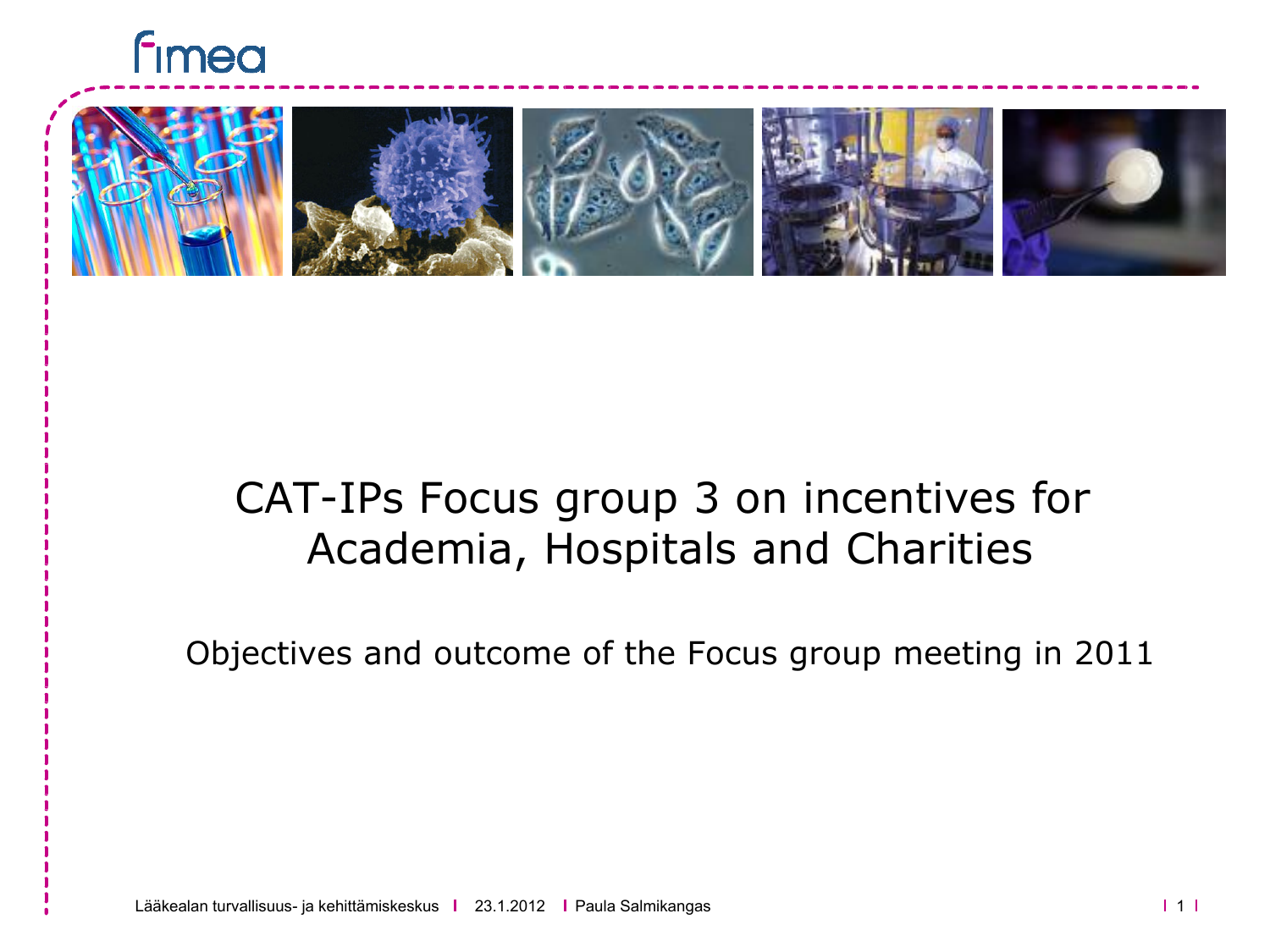# CAT-IPs Focus group 3 on incentives for Academia, Hospitals and Charities

Objectives and outcome of the Focus group meeting in 2011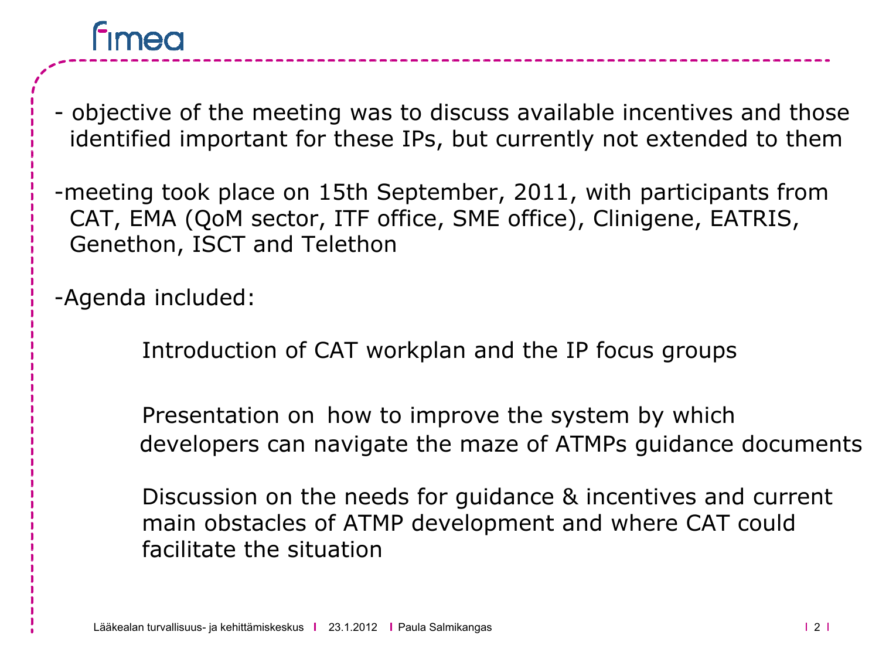- objective of the meeting was to discuss available incentives and those identified important for these IPs, but currently not extended to them

- meeting took place on 15th September, 2011, with participants from CAT, EMA (QoM sector, ITF office, SME office), Clinigene, EATRIS, Genethon, ISCT and Telethon

- Agenda included:

  Introduction of CAT workplan and the IP focus groups

  Presentation on how to improve the system by which developers can navigate the maze of ATMPs guidance documents

  Discussion on the needs for guidance & incentives and current main obstacles of ATMP development and where CAT could facilitate the situation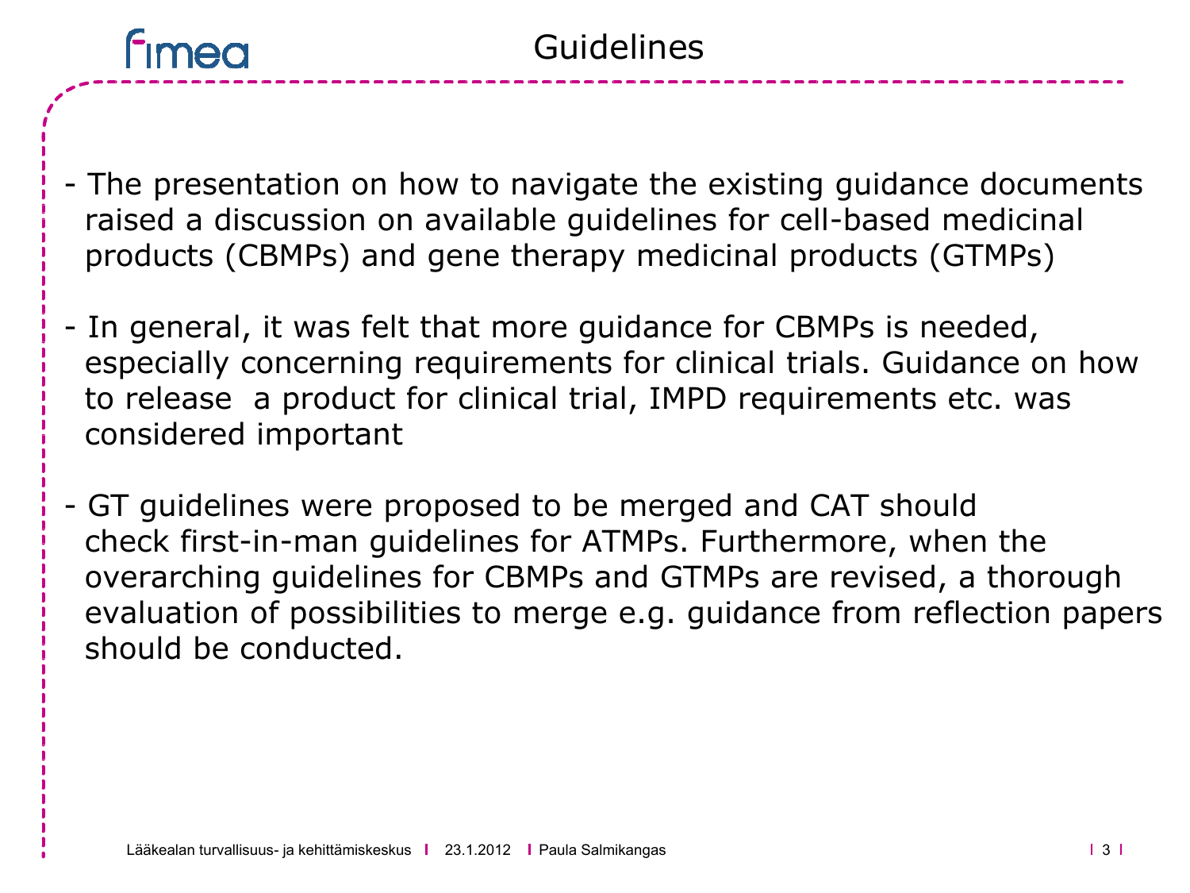# Guidelines

- The presentation on how to navigate the existing guidance documents raised a discussion on available guidelines for cell-based medicinal products (CBMPs) and gene therapy medicinal products (GTMPs)

- In general, it was felt that more guidance for CBMPs is needed, especially concerning requirements for clinical trials. Guidance on how to release a product for clinical trial, IMPD requirements etc. was considered important

- GT guidelines were proposed to be merged and CAT should check first-in-man guidelines for ATMPs. Furthermore, when the overarching guidelines for CBMPs and GTMPs are revised, a thorough evaluation of possibilities to merge e.g. guidance from reflection papers should be conducted.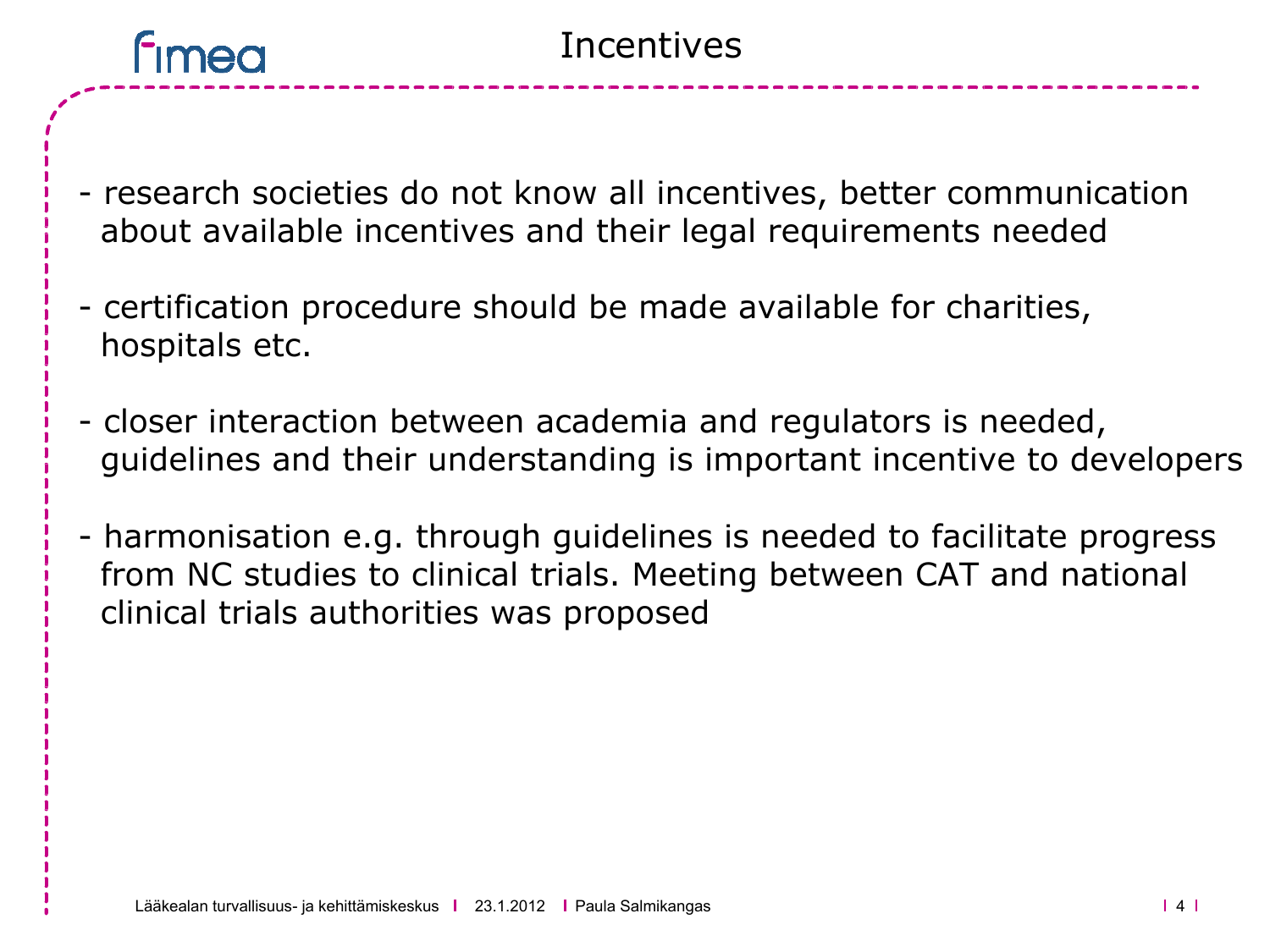# Incentives

- research societies do not know all incentives, better communication about available incentives and their legal requirements needed

- certification procedure should be made available for charities, hospitals etc.

- closer interaction between academia and regulators is needed, guidelines and their understanding is important incentive to developers

- harmonisation e.g. through guidelines is needed to facilitate progress from NC studies to clinical trials. Meeting between CAT and national clinical trials authorities was proposed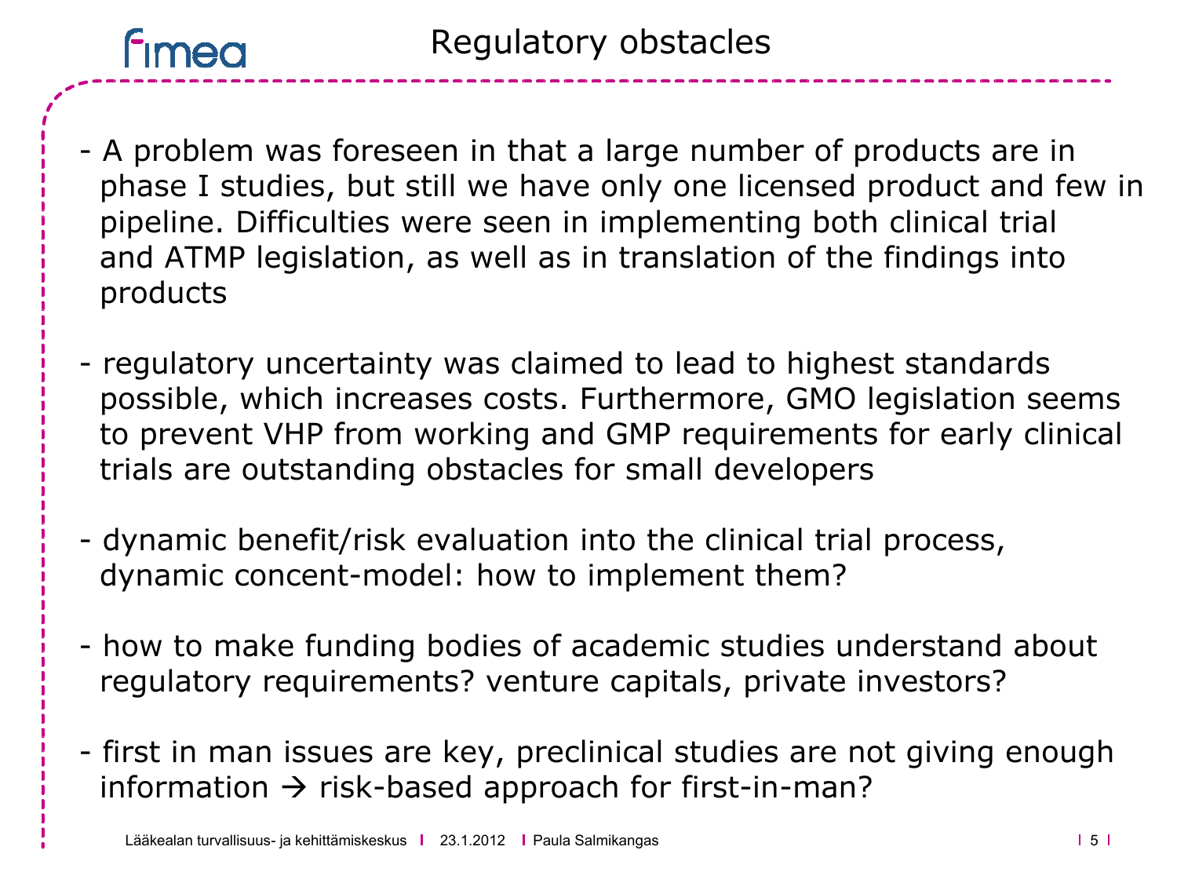# Regulatory obstacles

- A problem was foreseen in that a large number of products are in phase I studies, but still we have only one licensed product and few in pipeline. Difficulties were seen in implementing both clinical trial and ATMP legislation, as well as in translation of the findings into products

- regulatory uncertainty was claimed to lead to highest standards possible, which increases costs. Furthermore, GMO legislation seems to prevent VHP from working and GMP requirements for early clinical trials are outstanding obstacles for small developers

- dynamic benefit/risk evaluation into the clinical trial process, dynamic concent-model: how to implement them?

- how to make funding bodies of academic studies understand about regulatory requirements? venture capitals, private investors?

- first in man issues are key, preclinical studies are not giving enough information → risk-based approach for first-in-man?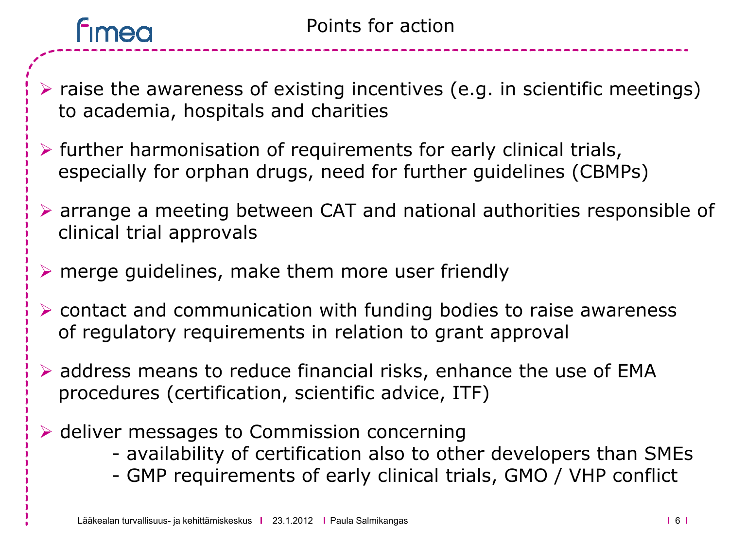# Points for action

- raise the awareness of existing incentives (e.g. in scientific meetings) to academia, hospitals and charities
- further harmonisation of requirements for early clinical trials, especially for orphan drugs, need for further guidelines (CBMPs)
- arrange a meeting between CAT and national authorities responsible of clinical trial approvals
- merge guidelines, make them more user friendly
- contact and communication with funding bodies to raise awareness of regulatory requirements in relation to grant approval
- address means to reduce financial risks, enhance the use of EMA procedures (certification, scientific advice, ITF)
- deliver messages to Commission concerning
  - availability of certification also to other developers than SMEs
  - GMP requirements of early clinical trials, GMO / VHP conflict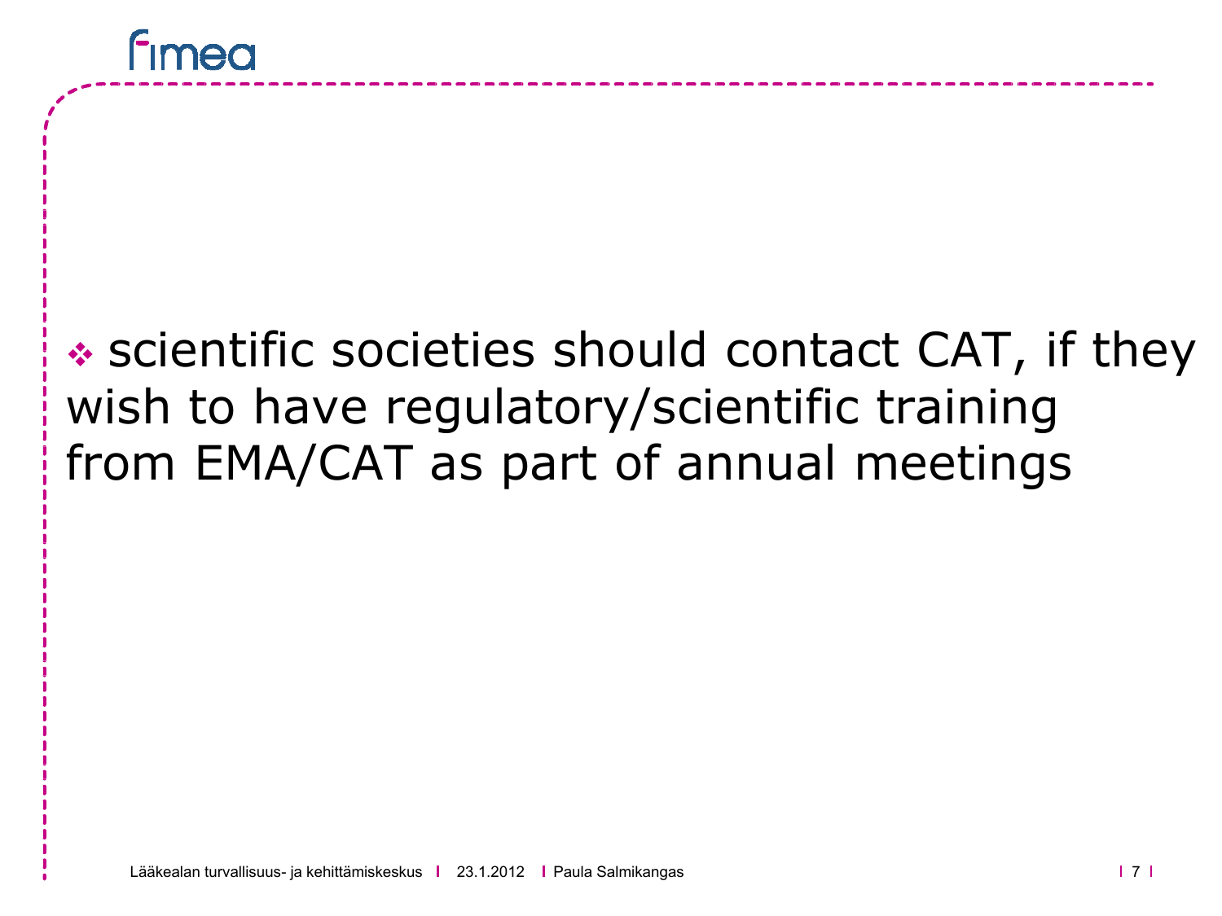- scientific societies should contact CAT, if they wish to have regulatory/scientific training from EMA/CAT as part of annual meetings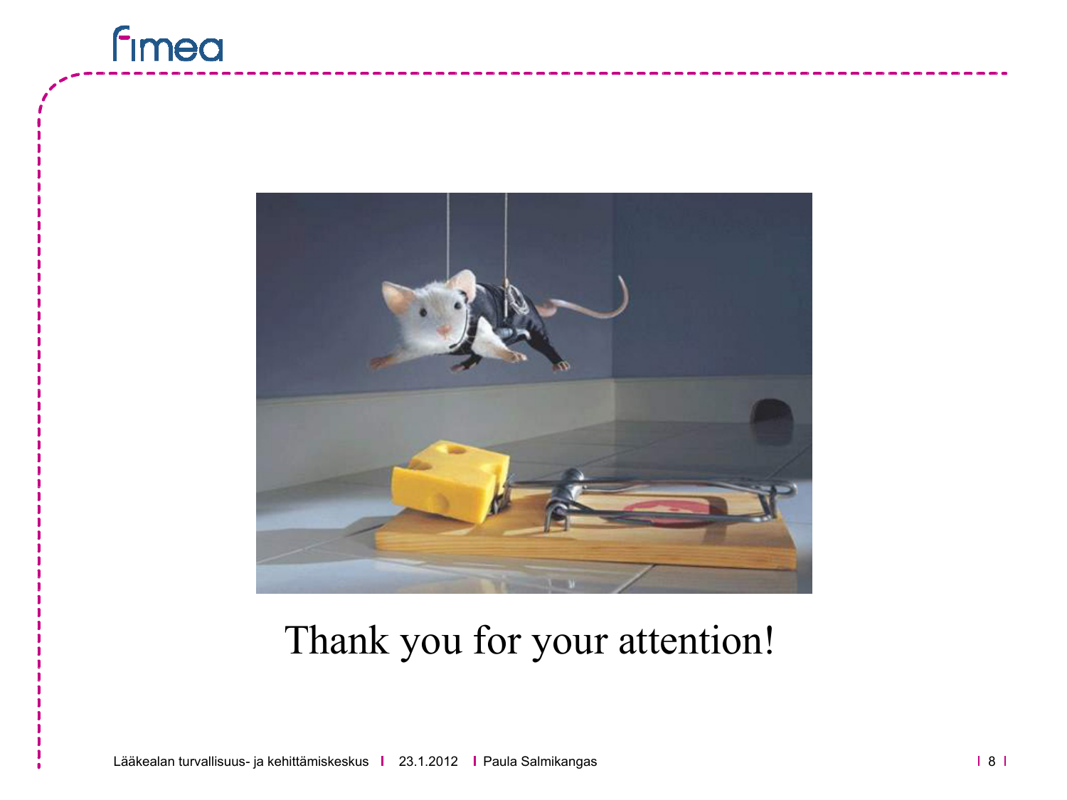Thank you for your attention!